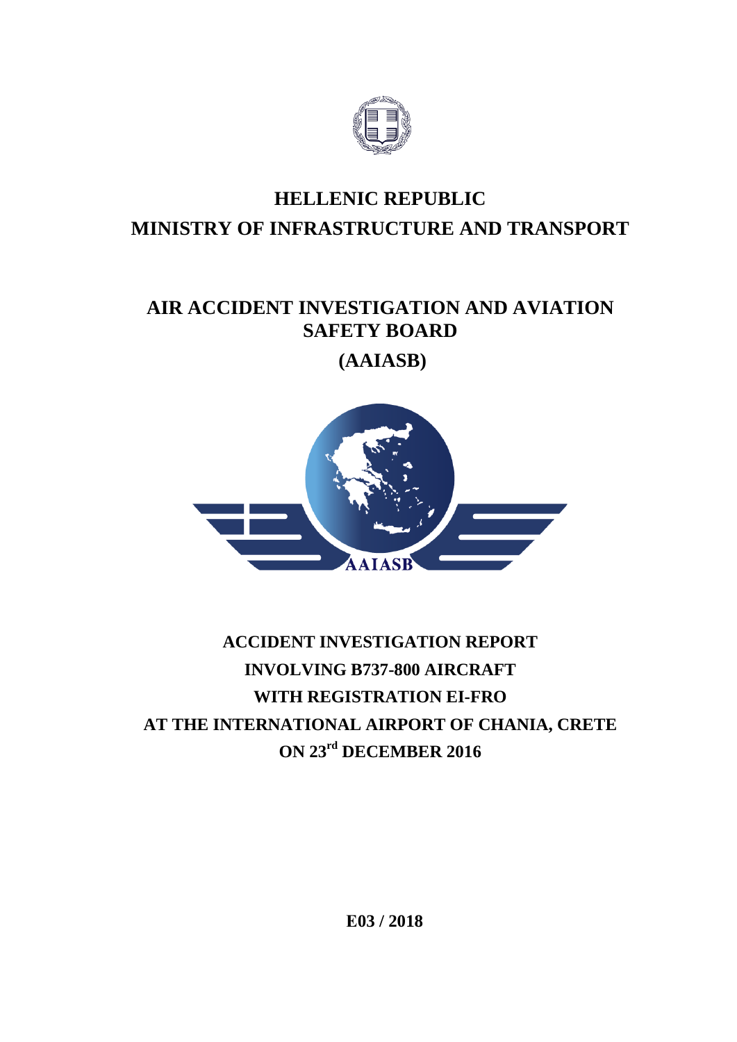# HELLENIC REPUBLIC
# MINISTRY OF INFRASTRUCTURE AND TRANSPORT

## AIR ACCIDENT INVESTIGATION AND AVIATION SAFETY BOARD

## (AAIASB)

AAIASB

## ACCIDENT INVESTIGATION REPORT
## INVOLVING B737-800 AIRCRAFT
## WITH REGISTRATION EI-FRO
## AT THE INTERNATIONAL AIRPORT OF CHANIA, CRETE
## ON 23rd DECEMBER 2016

**E03 / 2018**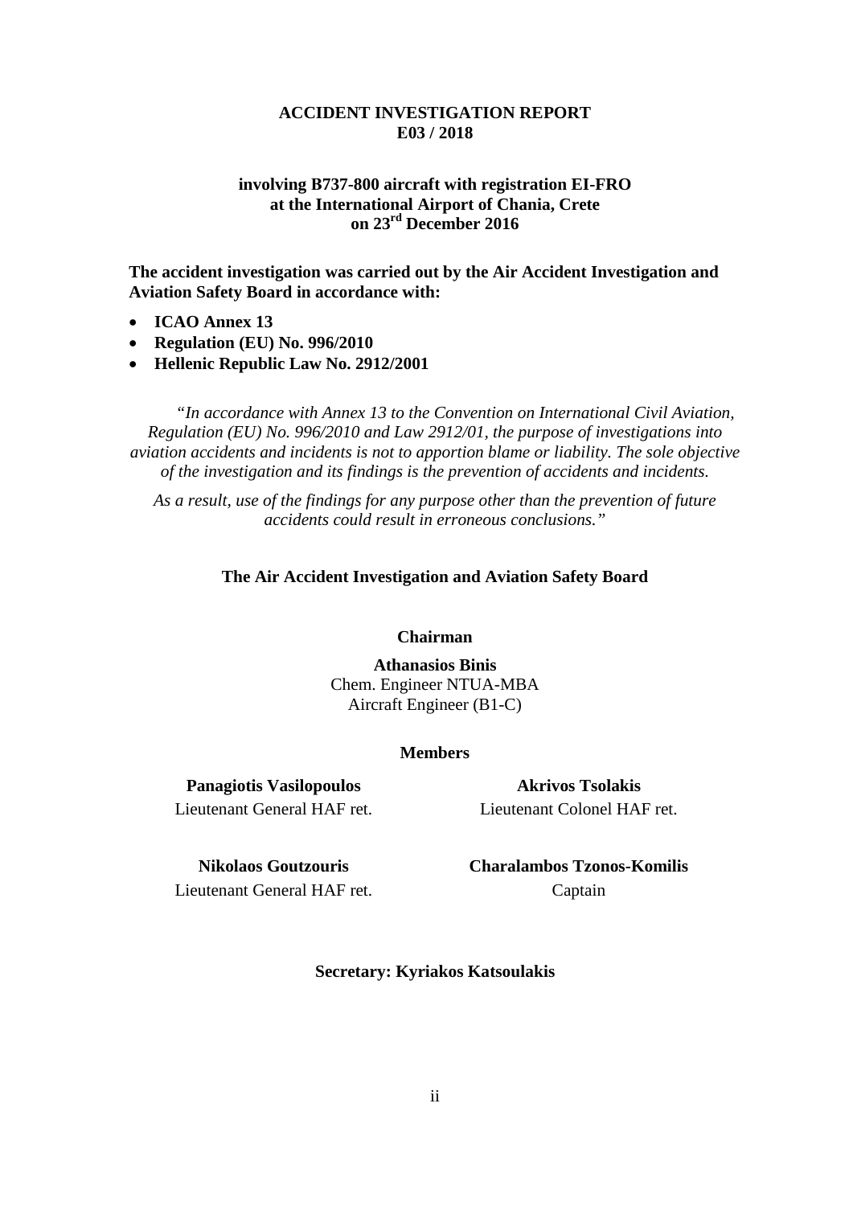**ACCIDENT INVESTIGATION REPORT**
**E03 / 2018**

**involving B737-800 aircraft with registration EI-FRO**
**at the International Airport of Chania, Crete**
**on 23rd December 2016**

**The accident investigation was carried out by the Air Accident Investigation and Aviation Safety Board in accordance with:**

- **ICAO Annex 13**
- **Regulation (EU) No. 996/2010**
- **Hellenic Republic Law No. 2912/2001**

*"In accordance with Annex 13 to the Convention on International Civil Aviation, Regulation (EU) No. 996/2010 and Law 2912/01, the purpose of investigations into aviation accidents and incidents is not to apportion blame or liability. The sole objective of the investigation and its findings is the prevention of accidents and incidents.*

*As a result, use of the findings for any purpose other than the prevention of future accidents could result in erroneous conclusions."*

**The Air Accident Investigation and Aviation Safety Board**

**Chairman**

**Athanasios Binis**
Chem. Engineer NTUA-MBA
Aircraft Engineer (B1-C)

**Members**

**Panagiotis Vasilopoulos**
Lieutenant General HAF ret.

**Akrivos Tsolakis**
Lieutenant Colonel HAF ret.

**Nikolaos Goutzouris**
Lieutenant General HAF ret.

**Charalambos Tzonos-Komilis**
Captain

**Secretary: Kyriakos Katsoulakis**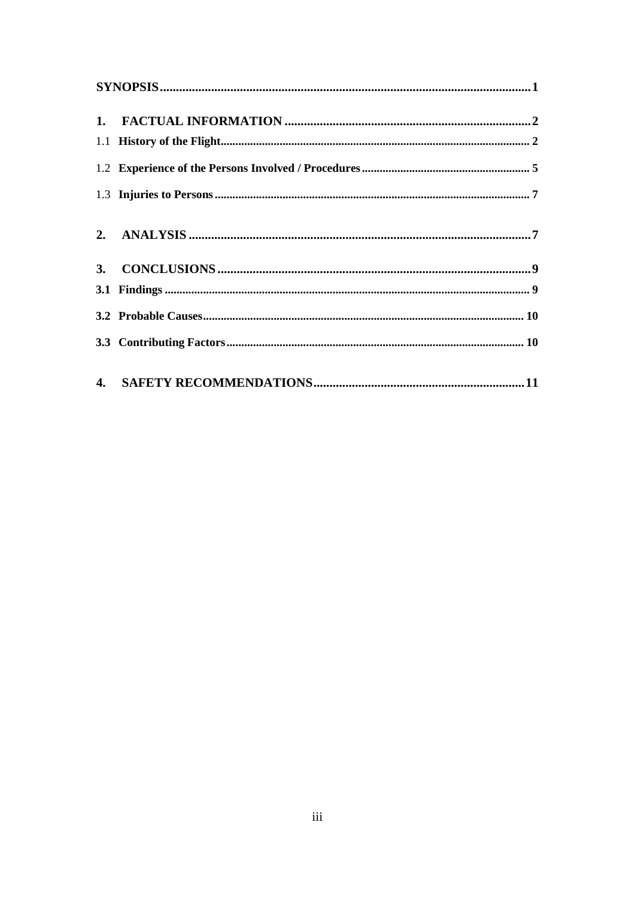**SYNOPSIS** .......................................................... **1**

**1. FACTUAL INFORMATION** .......................................................... **2**

1.1 **History of the Flight** .......................................................... **2**

1.2 **Experience of the Persons Involved / Procedures** .......................................................... **5**

1.3 **Injuries to Persons** .......................................................... **7**

**2. ANALYSIS** .......................................................... **7**

**3. CONCLUSIONS** .......................................................... **9**

**3.1 Findings** .......................................................... **9**

**3.2 Probable Causes** .......................................................... **10**

**3.3 Contributing Factors** .......................................................... **10**

**4. SAFETY RECOMMENDATIONS** .......................................................... **11**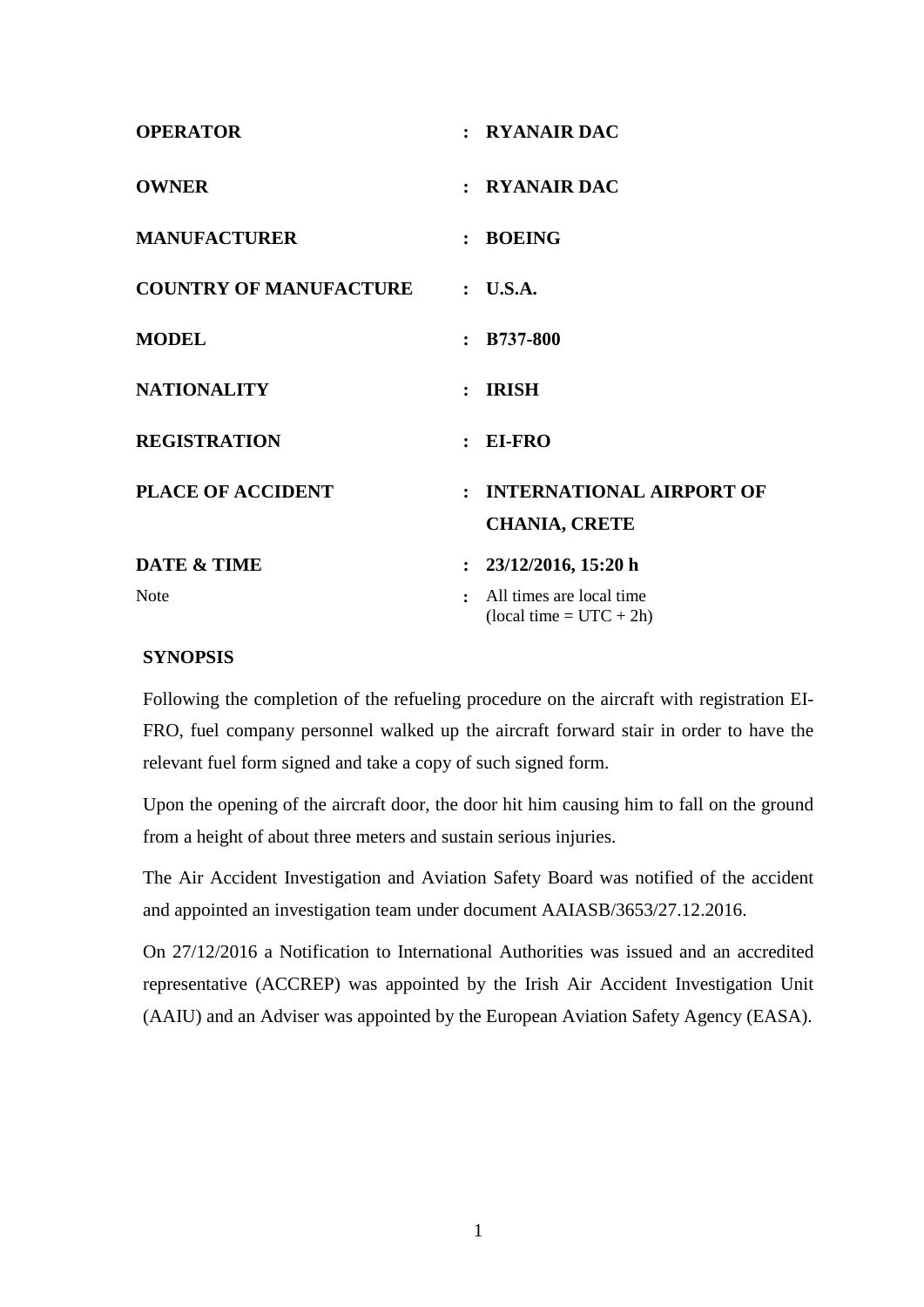| | | |
|---|---|---|
| **OPERATOR** | : | **RYANAIR DAC** |
| **OWNER** | : | **RYANAIR DAC** |
| **MANUFACTURER** | : | **BOEING** |
| **COUNTRY OF MANUFACTURE** | : | **U.S.A.** |
| **MODEL** | : | **B737-800** |
| **NATIONALITY** | : | **IRISH** |
| **REGISTRATION** | : | **EI-FRO** |
| **PLACE OF ACCIDENT** | : | **INTERNATIONAL AIRPORT OF CHANIA, CRETE** |
| **DATE & TIME** | : | **23/12/2016, 15:20 h** |
| Note | : | All times are local time (local time = UTC + 2h) |

## SYNOPSIS

Following the completion of the refueling procedure on the aircraft with registration EI-FRO, fuel company personnel walked up the aircraft forward stair in order to have the relevant fuel form signed and take a copy of such signed form.

Upon the opening of the aircraft door, the door hit him causing him to fall on the ground from a height of about three meters and sustain serious injuries.

The Air Accident Investigation and Aviation Safety Board was notified of the accident and appointed an investigation team under document AAIASB/3653/27.12.2016.

On 27/12/2016 a Notification to International Authorities was issued and an accredited representative (ACCREP) was appointed by the Irish Air Accident Investigation Unit (AAIU) and an Adviser was appointed by the European Aviation Safety Agency (EASA).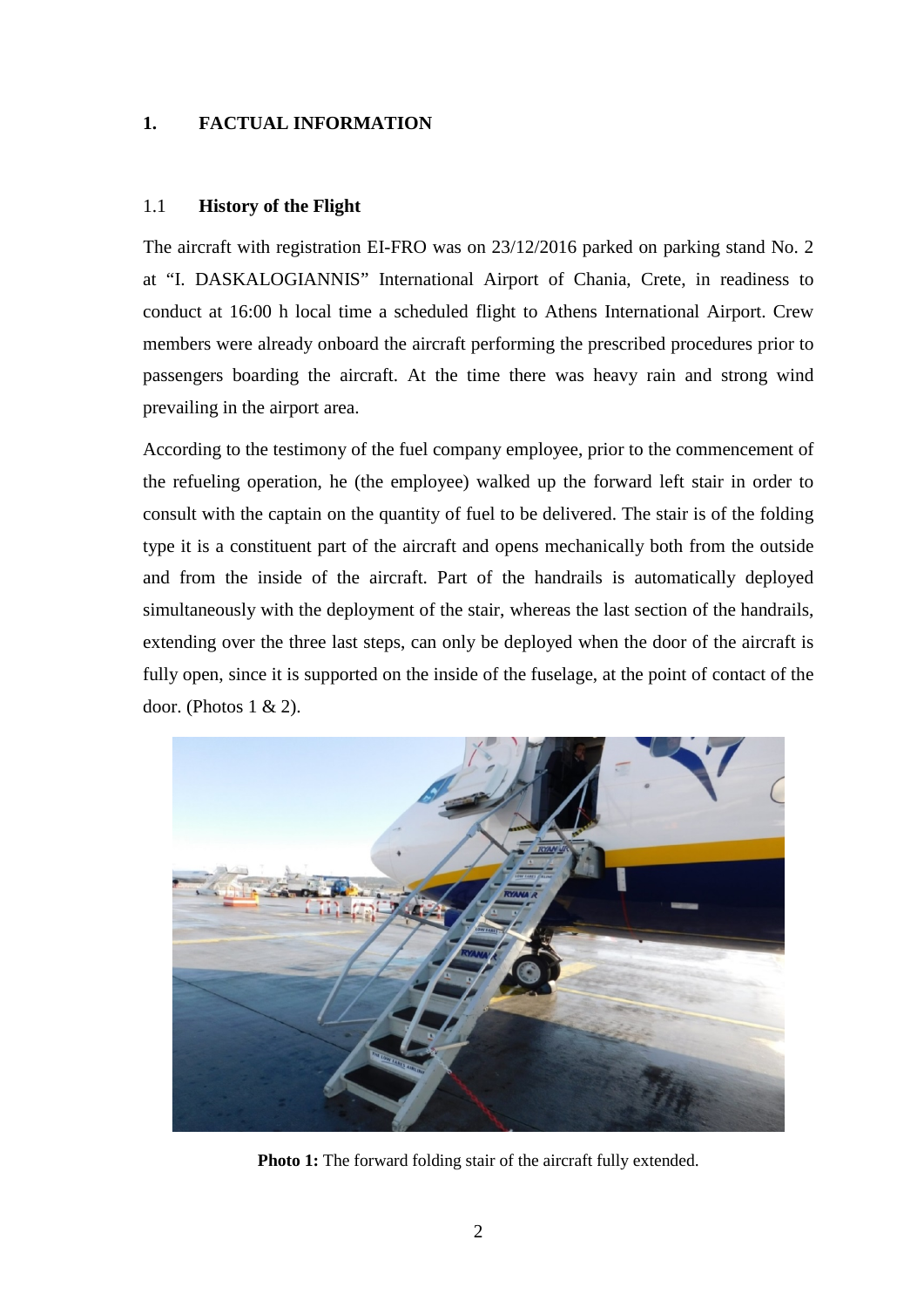# 1. FACTUAL INFORMATION

## 1.1 History of the Flight

The aircraft with registration EI-FRO was on 23/12/2016 parked on parking stand No. 2 at "I. DASKALOGIANNIS" International Airport of Chania, Crete, in readiness to conduct at 16:00 h local time a scheduled flight to Athens International Airport. Crew members were already onboard the aircraft performing the prescribed procedures prior to passengers boarding the aircraft. At the time there was heavy rain and strong wind prevailing in the airport area.

According to the testimony of the fuel company employee, prior to the commencement of the refueling operation, he (the employee) walked up the forward left stair in order to consult with the captain on the quantity of fuel to be delivered. The stair is of the folding type it is a constituent part of the aircraft and opens mechanically both from the outside and from the inside of the aircraft. Part of the handrails is automatically deployed simultaneously with the deployment of the stair, whereas the last section of the handrails, extending over the three last steps, can only be deployed when the door of the aircraft is fully open, since it is supported on the inside of the fuselage, at the point of contact of the door. (Photos 1 & 2).

**Photo 1:** The forward folding stair of the aircraft fully extended.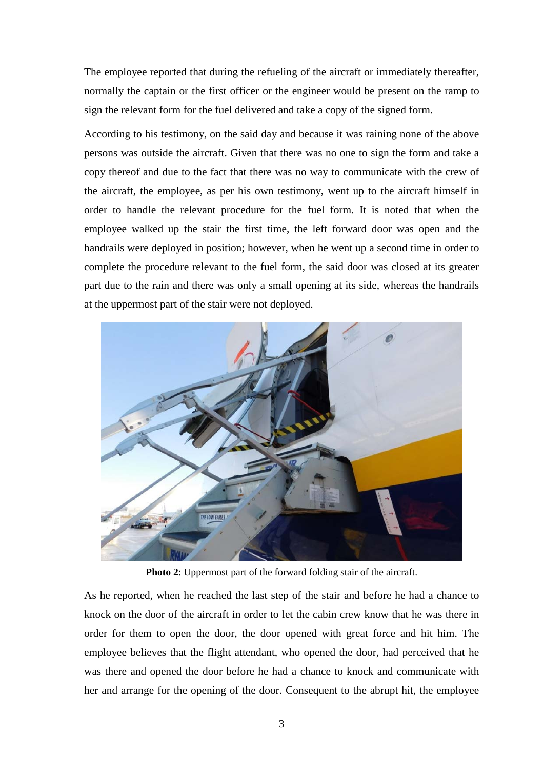The employee reported that during the refueling of the aircraft or immediately thereafter, normally the captain or the first officer or the engineer would be present on the ramp to sign the relevant form for the fuel delivered and take a copy of the signed form.

According to his testimony, on the said day and because it was raining none of the above persons was outside the aircraft. Given that there was no one to sign the form and take a copy thereof and due to the fact that there was no way to communicate with the crew of the aircraft, the employee, as per his own testimony, went up to the aircraft himself in order to handle the relevant procedure for the fuel form. It is noted that when the employee walked up the stair the first time, the left forward door was open and the handrails were deployed in position; however, when he went up a second time in order to complete the procedure relevant to the fuel form, the said door was closed at its greater part due to the rain and there was only a small opening at its side, whereas the handrails at the uppermost part of the stair were not deployed.

**Photo 2**: Uppermost part of the forward folding stair of the aircraft.

As he reported, when he reached the last step of the stair and before he had a chance to knock on the door of the aircraft in order to let the cabin crew know that he was there in order for them to open the door, the door opened with great force and hit him. The employee believes that the flight attendant, who opened the door, had perceived that he was there and opened the door before he had a chance to knock and communicate with her and arrange for the opening of the door. Consequent to the abrupt hit, the employee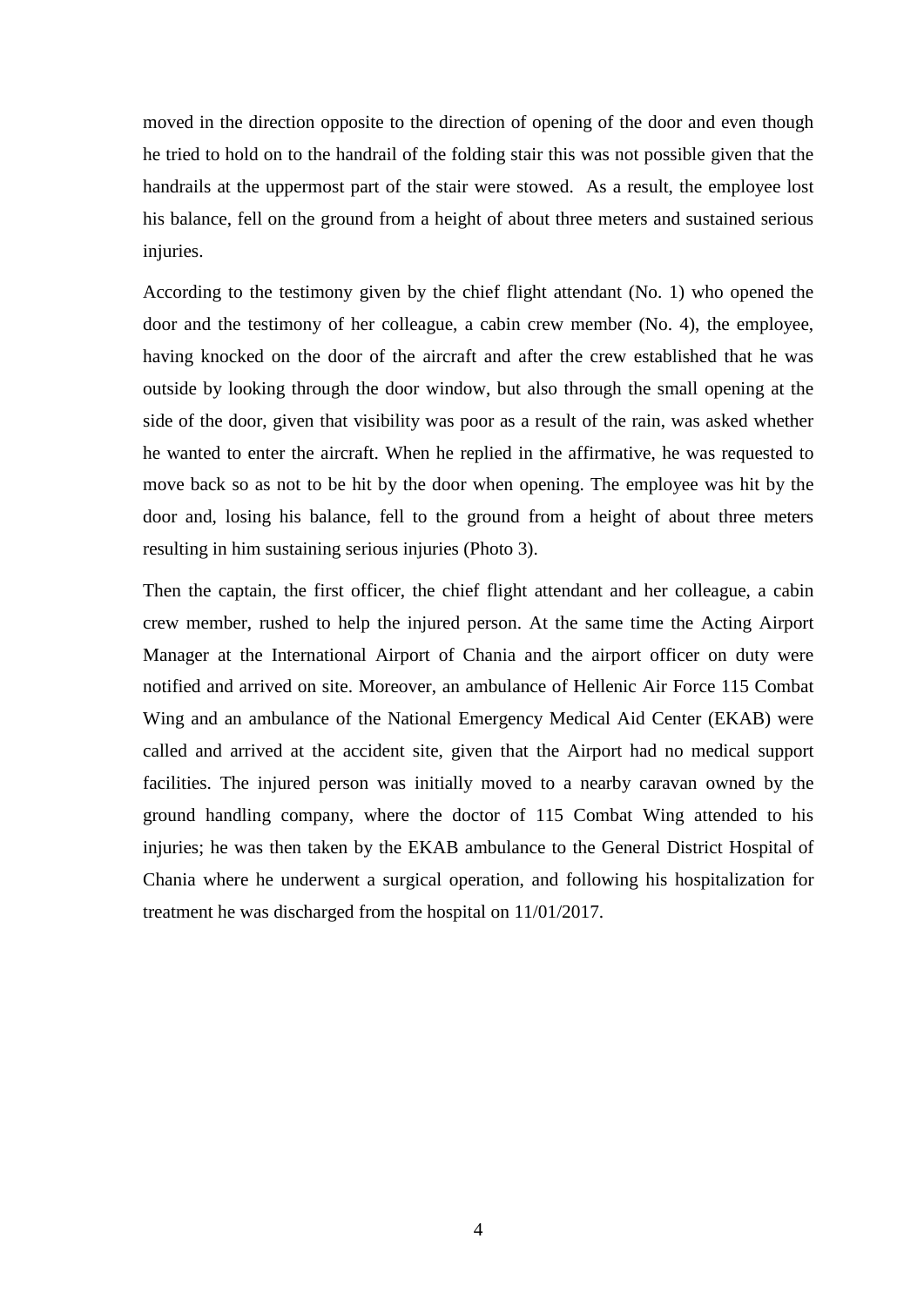moved in the direction opposite to the direction of opening of the door and even though he tried to hold on to the handrail of the folding stair this was not possible given that the handrails at the uppermost part of the stair were stowed. As a result, the employee lost his balance, fell on the ground from a height of about three meters and sustained serious injuries.

According to the testimony given by the chief flight attendant (No. 1) who opened the door and the testimony of her colleague, a cabin crew member (No. 4), the employee, having knocked on the door of the aircraft and after the crew established that he was outside by looking through the door window, but also through the small opening at the side of the door, given that visibility was poor as a result of the rain, was asked whether he wanted to enter the aircraft. When he replied in the affirmative, he was requested to move back so as not to be hit by the door when opening. The employee was hit by the door and, losing his balance, fell to the ground from a height of about three meters resulting in him sustaining serious injuries (Photo 3).

Then the captain, the first officer, the chief flight attendant and her colleague, a cabin crew member, rushed to help the injured person. At the same time the Acting Airport Manager at the International Airport of Chania and the airport officer on duty were notified and arrived on site. Moreover, an ambulance of Hellenic Air Force 115 Combat Wing and an ambulance of the National Emergency Medical Aid Center (EKAB) were called and arrived at the accident site, given that the Airport had no medical support facilities. The injured person was initially moved to a nearby caravan owned by the ground handling company, where the doctor of 115 Combat Wing attended to his injuries; he was then taken by the EKAB ambulance to the General District Hospital of Chania where he underwent a surgical operation, and following his hospitalization for treatment he was discharged from the hospital on 11/01/2017.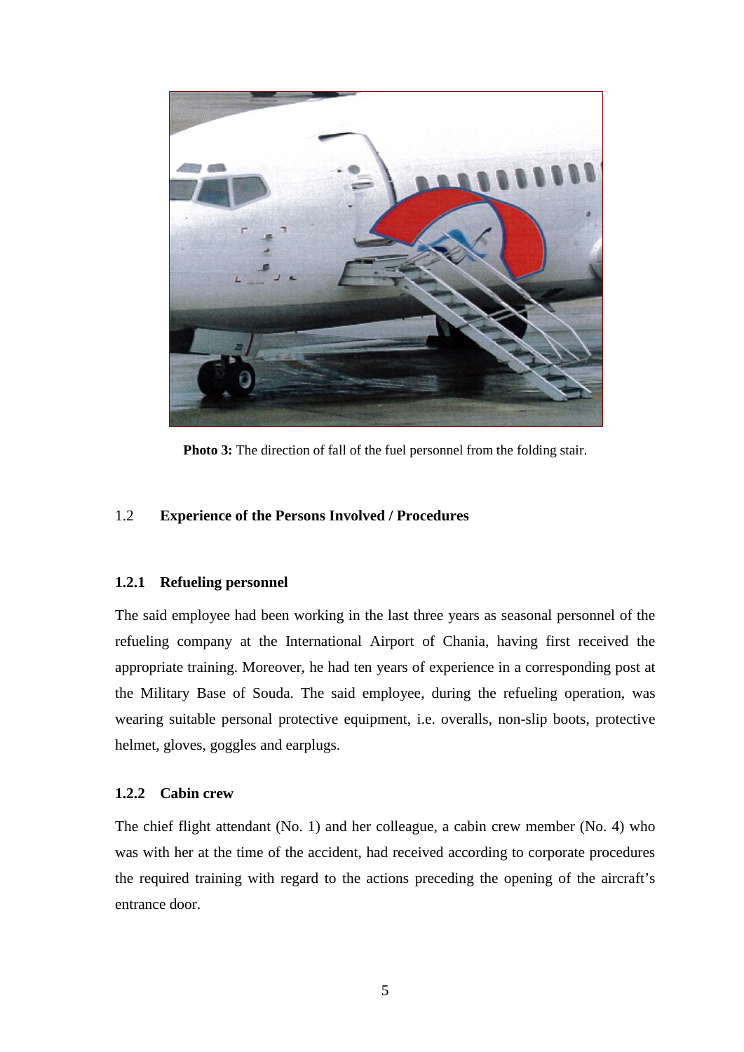**Photo 3:** The direction of fall of the fuel personnel from the folding stair.

## 1.2 Experience of the Persons Involved / Procedures

### 1.2.1 Refueling personnel

The said employee had been working in the last three years as seasonal personnel of the refueling company at the International Airport of Chania, having first received the appropriate training. Moreover, he had ten years of experience in a corresponding post at the Military Base of Souda. The said employee, during the refueling operation, was wearing suitable personal protective equipment, i.e. overalls, non-slip boots, protective helmet, gloves, goggles and earplugs.

### 1.2.2 Cabin crew

The chief flight attendant (No. 1) and her colleague, a cabin crew member (No. 4) who was with her at the time of the accident, had received according to corporate procedures the required training with regard to the actions preceding the opening of the aircraft's entrance door.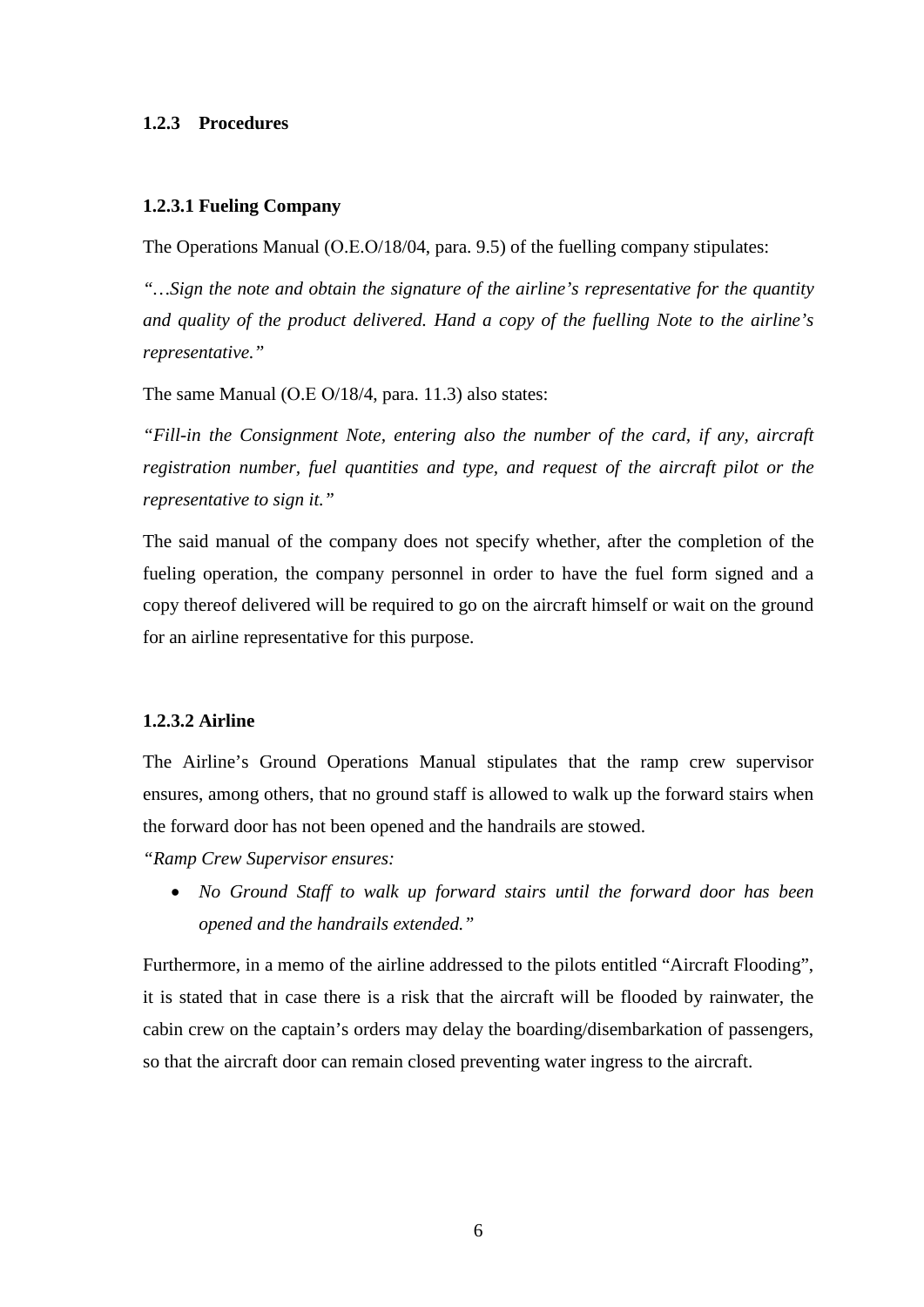### 1.2.3 Procedures

#### 1.2.3.1 Fueling Company

The Operations Manual (O.E.O/18/04, para. 9.5) of the fuelling company stipulates:

*"…Sign the note and obtain the signature of the airline's representative for the quantity and quality of the product delivered. Hand a copy of the fuelling Note to the airline's representative."*

The same Manual (O.E O/18/4, para. 11.3) also states:

*"Fill-in the Consignment Note, entering also the number of the card, if any, aircraft registration number, fuel quantities and type, and request of the aircraft pilot or the representative to sign it."*

The said manual of the company does not specify whether, after the completion of the fueling operation, the company personnel in order to have the fuel form signed and a copy thereof delivered will be required to go on the aircraft himself or wait on the ground for an airline representative for this purpose.

#### 1.2.3.2 Airline

The Airline's Ground Operations Manual stipulates that the ramp crew supervisor ensures, among others, that no ground staff is allowed to walk up the forward stairs when the forward door has not been opened and the handrails are stowed.

*"Ramp Crew Supervisor ensures:*

- *No Ground Staff to walk up forward stairs until the forward door has been opened and the handrails extended."*

Furthermore, in a memo of the airline addressed to the pilots entitled "Aircraft Flooding", it is stated that in case there is a risk that the aircraft will be flooded by rainwater, the cabin crew on the captain's orders may delay the boarding/disembarkation of passengers, so that the aircraft door can remain closed preventing water ingress to the aircraft.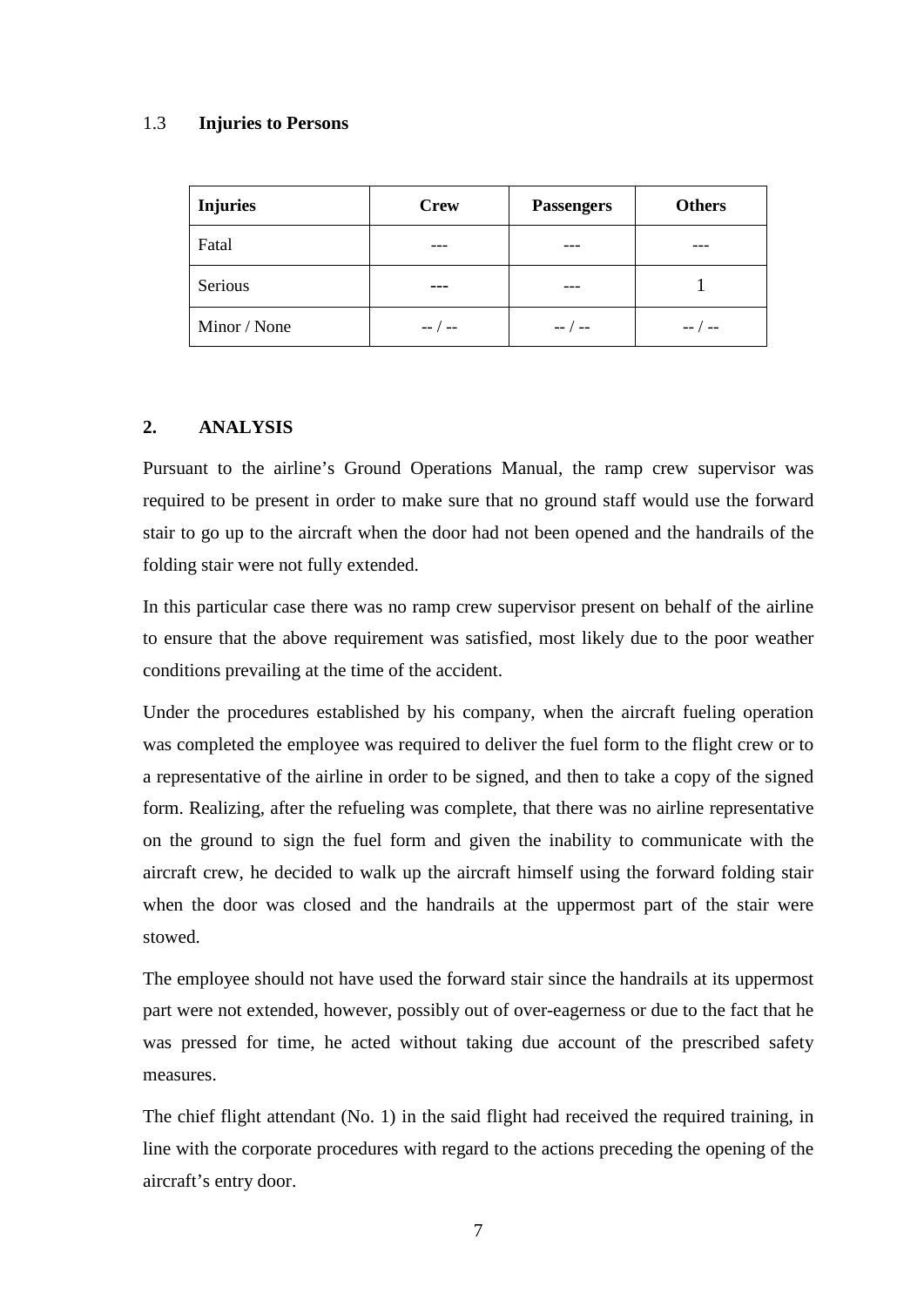### 1.3 Injuries to Persons

| Injuries | Crew | Passengers | Others |
| --- | --- | --- | --- |
| Fatal | --- | --- | --- |
| Serious | --- | --- | 1 |
| Minor / None | -- / -- | -- / -- | -- / -- |

## 2. ANALYSIS

Pursuant to the airline's Ground Operations Manual, the ramp crew supervisor was required to be present in order to make sure that no ground staff would use the forward stair to go up to the aircraft when the door had not been opened and the handrails of the folding stair were not fully extended.

In this particular case there was no ramp crew supervisor present on behalf of the airline to ensure that the above requirement was satisfied, most likely due to the poor weather conditions prevailing at the time of the accident.

Under the procedures established by his company, when the aircraft fueling operation was completed the employee was required to deliver the fuel form to the flight crew or to a representative of the airline in order to be signed, and then to take a copy of the signed form. Realizing, after the refueling was complete, that there was no airline representative on the ground to sign the fuel form and given the inability to communicate with the aircraft crew, he decided to walk up the aircraft himself using the forward folding stair when the door was closed and the handrails at the uppermost part of the stair were stowed.

The employee should not have used the forward stair since the handrails at its uppermost part were not extended, however, possibly out of over-eagerness or due to the fact that he was pressed for time, he acted without taking due account of the prescribed safety measures.

The chief flight attendant (No. 1) in the said flight had received the required training, in line with the corporate procedures with regard to the actions preceding the opening of the aircraft's entry door.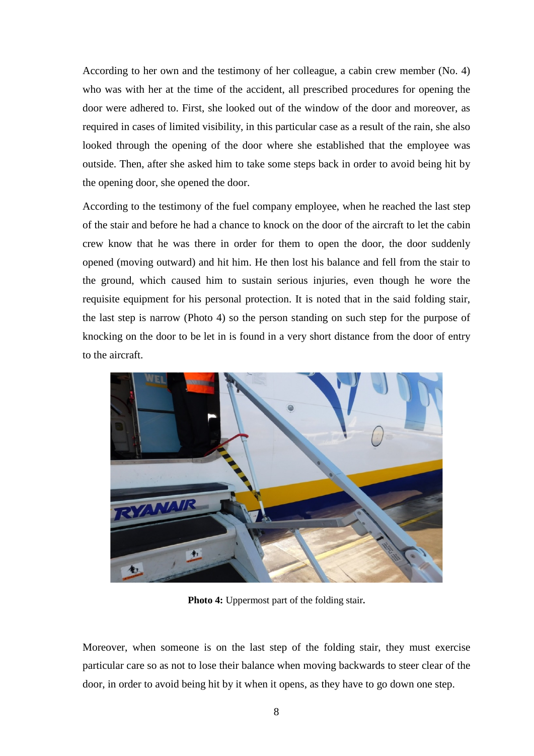According to her own and the testimony of her colleague, a cabin crew member (No. 4) who was with her at the time of the accident, all prescribed procedures for opening the door were adhered to. First, she looked out of the window of the door and moreover, as required in cases of limited visibility, in this particular case as a result of the rain, she also looked through the opening of the door where she established that the employee was outside. Then, after she asked him to take some steps back in order to avoid being hit by the opening door, she opened the door.

According to the testimony of the fuel company employee, when he reached the last step of the stair and before he had a chance to knock on the door of the aircraft to let the cabin crew know that he was there in order for them to open the door, the door suddenly opened (moving outward) and hit him. He then lost his balance and fell from the stair to the ground, which caused him to sustain serious injuries, even though he wore the requisite equipment for his personal protection. It is noted that in the said folding stair, the last step is narrow (Photo 4) so the person standing on such step for the purpose of knocking on the door to be let in is found in a very short distance from the door of entry to the aircraft.

**Photo 4:** Uppermost part of the folding stair.

Moreover, when someone is on the last step of the folding stair, they must exercise particular care so as not to lose their balance when moving backwards to steer clear of the door, in order to avoid being hit by it when it opens, as they have to go down one step.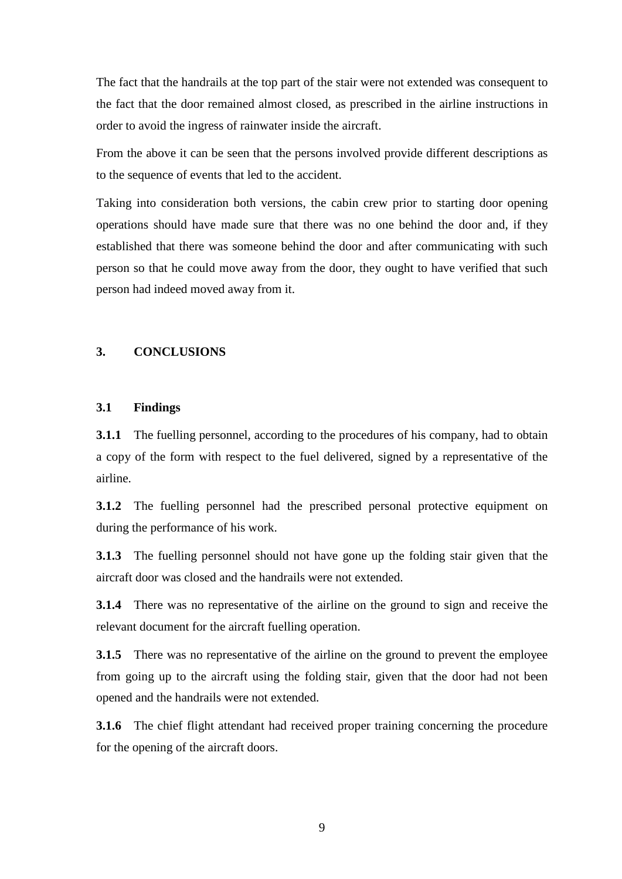The fact that the handrails at the top part of the stair were not extended was consequent to the fact that the door remained almost closed, as prescribed in the airline instructions in order to avoid the ingress of rainwater inside the aircraft.

From the above it can be seen that the persons involved provide different descriptions as to the sequence of events that led to the accident.

Taking into consideration both versions, the cabin crew prior to starting door opening operations should have made sure that there was no one behind the door and, if they established that there was someone behind the door and after communicating with such person so that he could move away from the door, they ought to have verified that such person had indeed moved away from it.

## 3. CONCLUSIONS

### 3.1 Findings

**3.1.1** The fuelling personnel, according to the procedures of his company, had to obtain a copy of the form with respect to the fuel delivered, signed by a representative of the airline.

**3.1.2** The fuelling personnel had the prescribed personal protective equipment on during the performance of his work.

**3.1.3** The fuelling personnel should not have gone up the folding stair given that the aircraft door was closed and the handrails were not extended.

**3.1.4** There was no representative of the airline on the ground to sign and receive the relevant document for the aircraft fuelling operation.

**3.1.5** There was no representative of the airline on the ground to prevent the employee from going up to the aircraft using the folding stair, given that the door had not been opened and the handrails were not extended.

**3.1.6** The chief flight attendant had received proper training concerning the procedure for the opening of the aircraft doors.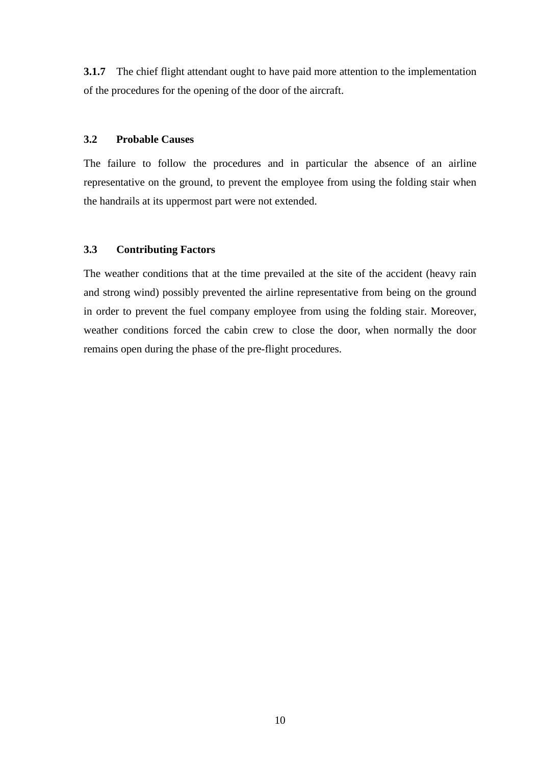**3.1.7** The chief flight attendant ought to have paid more attention to the implementation of the procedures for the opening of the door of the aircraft.

### 3.2 Probable Causes

The failure to follow the procedures and in particular the absence of an airline representative on the ground, to prevent the employee from using the folding stair when the handrails at its uppermost part were not extended.

### 3.3 Contributing Factors

The weather conditions that at the time prevailed at the site of the accident (heavy rain and strong wind) possibly prevented the airline representative from being on the ground in order to prevent the fuel company employee from using the folding stair. Moreover, weather conditions forced the cabin crew to close the door, when normally the door remains open during the phase of the pre-flight procedures.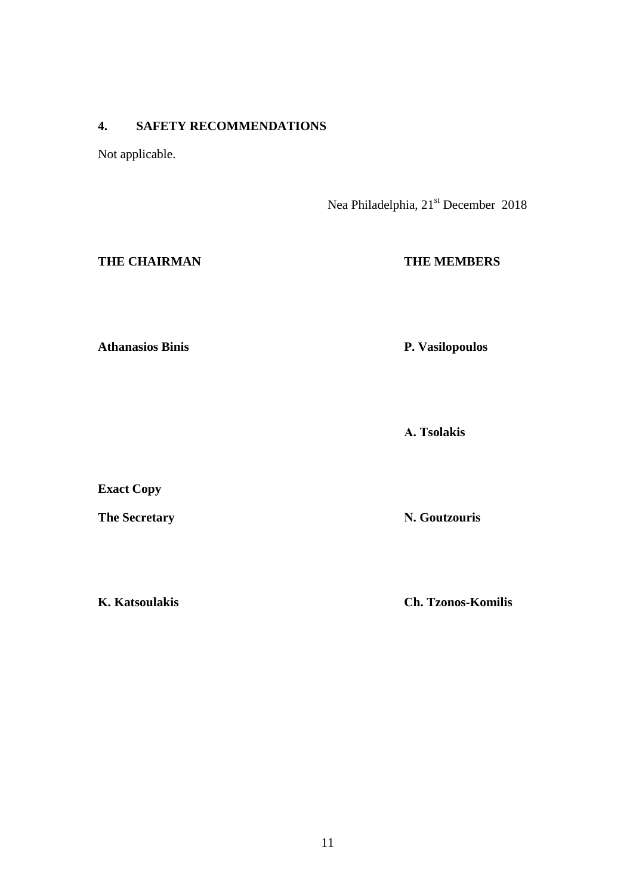## 4. SAFETY RECOMMENDATIONS

Not applicable.

Nea Philadelphia, 21st December 2018

**THE CHAIRMAN**

**Athanasios Binis**

**THE MEMBERS**

**P. Vasilopoulos**

**A. Tsolakis**

**N. Goutzouris**

**Ch. Tzonos-Komilis**

**Exact Copy**

**The Secretary**

**K. Katsoulakis**